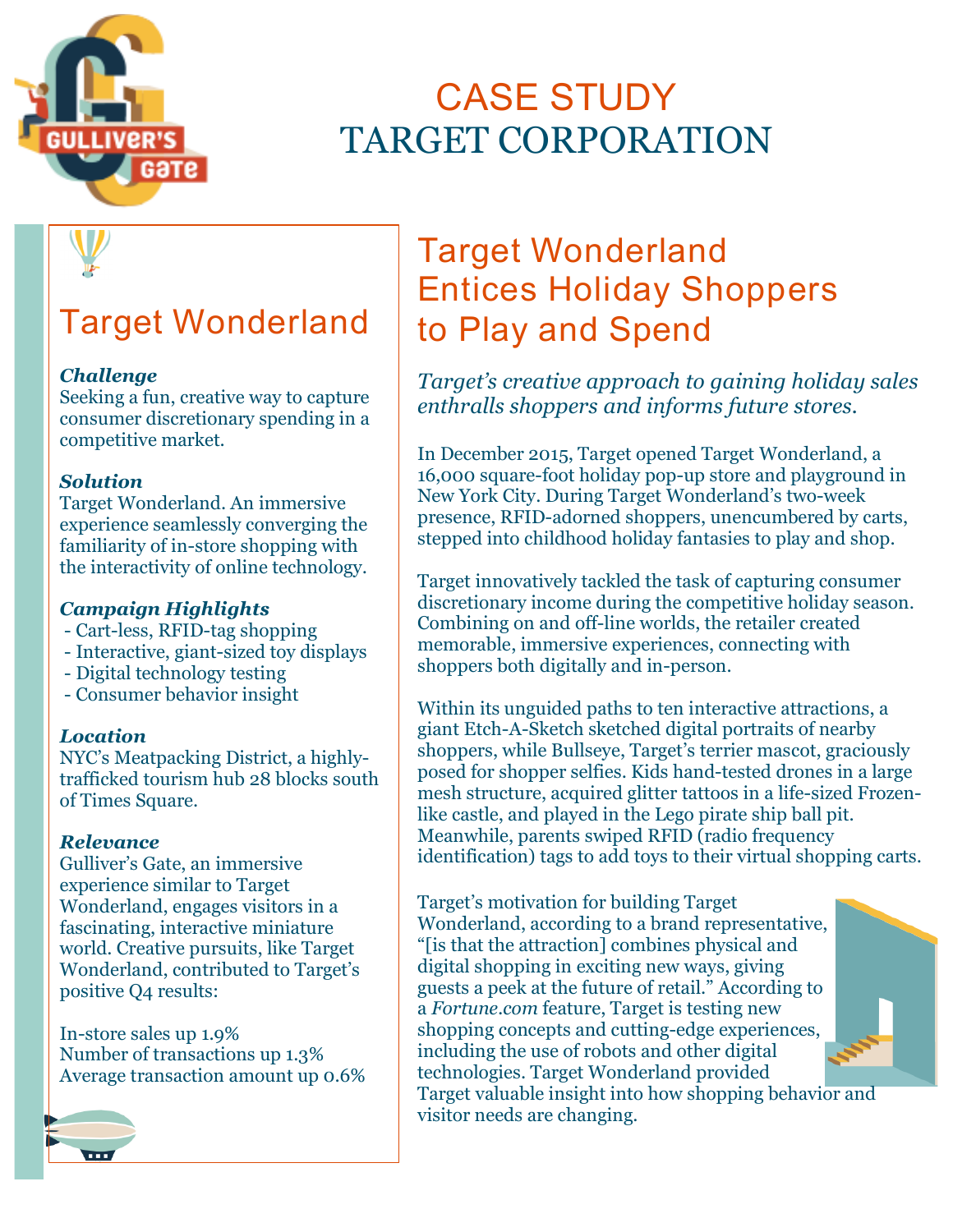# CASE STUDY
# TARGET CORPORATION

## Target Wonderland

***Challenge***
Seeking a fun, creative way to capture consumer discretionary spending in a competitive market.

***Solution***
Target Wonderland. An immersive experience seamlessly converging the familiarity of in-store shopping with the interactivity of online technology.

***Campaign Highlights***
- Cart-less, RFID-tag shopping
- Interactive, giant-sized toy displays
- Digital technology testing
- Consumer behavior insight

***Location***
NYC's Meatpacking District, a highly-trafficked tourism hub 28 blocks south of Times Square.

***Relevance***
Gulliver's Gate, an immersive experience similar to Target Wonderland, engages visitors in a fascinating, interactive miniature world. Creative pursuits, like Target Wonderland, contributed to Target's positive Q4 results:

In-store sales up 1.9%
Number of transactions up 1.3%
Average transaction amount up 0.6%

## Target Wonderland Entices Holiday Shoppers to Play and Spend

*Target's creative approach to gaining holiday sales enthralls shoppers and informs future stores.*

In December 2015, Target opened Target Wonderland, a 16,000 square-foot holiday pop-up store and playground in New York City. During Target Wonderland's two-week presence, RFID-adorned shoppers, unencumbered by carts, stepped into childhood holiday fantasies to play and shop.

Target innovatively tackled the task of capturing consumer discretionary income during the competitive holiday season. Combining on and off-line worlds, the retailer created memorable, immersive experiences, connecting with shoppers both digitally and in-person.

Within its unguided paths to ten interactive attractions, a giant Etch-A-Sketch sketched digital portraits of nearby shoppers, while Bullseye, Target's terrier mascot, graciously posed for shopper selfies. Kids hand-tested drones in a large mesh structure, acquired glitter tattoos in a life-sized Frozen-like castle, and played in the Lego pirate ship ball pit. Meanwhile, parents swiped RFID (radio frequency identification) tags to add toys to their virtual shopping carts.

Target's motivation for building Target Wonderland, according to a brand representative, "[is that the attraction] combines physical and digital shopping in exciting new ways, giving guests a peek at the future of retail." According to a *Fortune.com* feature, Target is testing new shopping concepts and cutting-edge experiences, including the use of robots and other digital technologies. Target Wonderland provided Target valuable insight into how shopping behavior and visitor needs are changing.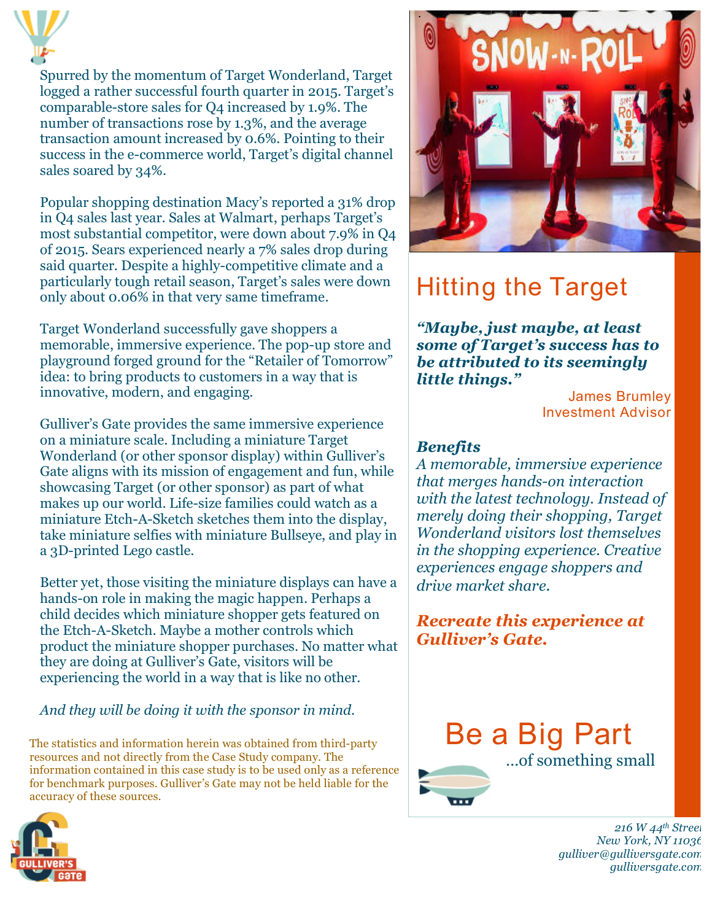Spurred by the momentum of Target Wonderland, Target logged a rather successful fourth quarter in 2015. Target's comparable-store sales for Q4 increased by 1.9%. The number of transactions rose by 1.3%, and the average transaction amount increased by 0.6%. Pointing to their success in the e-commerce world, Target's digital channel sales soared by 34%.

Popular shopping destination Macy's reported a 31% drop in Q4 sales last year. Sales at Walmart, perhaps Target's most substantial competitor, were down about 7.9% in Q4 of 2015. Sears experienced nearly a 7% sales drop during said quarter. Despite a highly-competitive climate and a particularly tough retail season, Target's sales were down only about 0.06% in that very same timeframe.

Target Wonderland successfully gave shoppers a memorable, immersive experience. The pop-up store and playground forged ground for the "Retailer of Tomorrow" idea: to bring products to customers in a way that is innovative, modern, and engaging.

Gulliver's Gate provides the same immersive experience on a miniature scale. Including a miniature Target Wonderland (or other sponsor display) within Gulliver's Gate aligns with its mission of engagement and fun, while showcasing Target (or other sponsor) as part of what makes up our world. Life-size families could watch as a miniature Etch-A-Sketch sketches them into the display, take miniature selfies with miniature Bullseye, and play in a 3D-printed Lego castle.

Better yet, those visiting the miniature displays can have a hands-on role in making the magic happen. Perhaps a child decides which miniature shopper gets featured on the Etch-A-Sketch. Maybe a mother controls which product the miniature shopper purchases. No matter what they are doing at Gulliver's Gate, visitors will be experiencing the world in a way that is like no other.

*And they will be doing it with the sponsor in mind.*

The statistics and information herein was obtained from third-party resources and not directly from the Case Study company. The information contained in this case study is to be used only as a reference for benchmark purposes. Gulliver's Gate may not be held liable for the accuracy of these sources.

## Hitting the Target

***"Maybe, just maybe, at least some of Target's success has to be attributed to its seemingly little things."***

James Brumley
Investment Advisor

***Benefits***

*A memorable, immersive experience that merges hands-on interaction with the latest technology. Instead of merely doing their shopping, Target Wonderland visitors lost themselves in the shopping experience. Creative experiences engage shoppers and drive market share.*

***Recreate this experience at Gulliver's Gate.***

## Be a Big Part

...of something small

*216 W 44th Street*
*New York, NY 11036*
*gulliver@gulliversgate.com*
*gulliversgate.com*